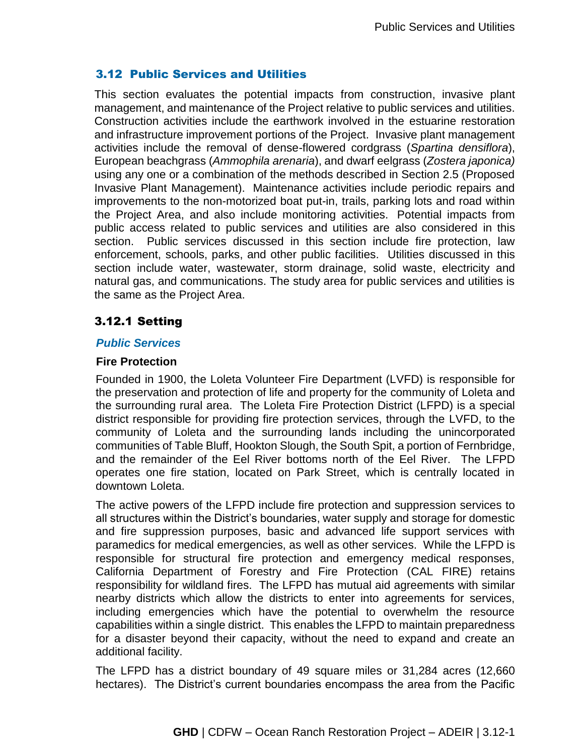## 3.12 Public Services and Utilities

This section evaluates the potential impacts from construction, invasive plant management, and maintenance of the Project relative to public services and utilities. Construction activities include the earthwork involved in the estuarine restoration and infrastructure improvement portions of the Project. Invasive plant management activities include the removal of dense-flowered cordgrass (*Spartina densiflora*), European beachgrass (*Ammophila arenaria*), and dwarf eelgrass (*Zostera japonica)* using any one or a combination of the methods described in Section 2.5 (Proposed Invasive Plant Management). Maintenance activities include periodic repairs and improvements to the non-motorized boat put-in, trails, parking lots and road within the Project Area, and also include monitoring activities. Potential impacts from public access related to public services and utilities are also considered in this section. Public services discussed in this section include fire protection, law enforcement, schools, parks, and other public facilities. Utilities discussed in this section include water, wastewater, storm drainage, solid waste, electricity and natural gas, and communications. The study area for public services and utilities is the same as the Project Area.

### 3.12.1 Setting

#### *Public Services*

**Fire Protection**

Founded in 1900, the Loleta Volunteer Fire Department (LVFD) is responsible for the preservation and protection of life and property for the community of Loleta and the surrounding rural area. The Loleta Fire Protection District (LFPD) is a special district responsible for providing fire protection services, through the LVFD, to the community of Loleta and the surrounding lands including the unincorporated communities of Table Bluff, Hookton Slough, the South Spit, a portion of Fernbridge, and the remainder of the Eel River bottoms north of the Eel River. The LFPD operates one fire station, located on Park Street, which is centrally located in downtown Loleta.

The active powers of the LFPD include fire protection and suppression services to all structures within the District's boundaries, water supply and storage for domestic and fire suppression purposes, basic and advanced life support services with paramedics for medical emergencies, as well as other services. While the LFPD is responsible for structural fire protection and emergency medical responses, California Department of Forestry and Fire Protection (CAL FIRE) retains responsibility for wildland fires. The LFPD has mutual aid agreements with similar nearby districts which allow the districts to enter into agreements for services, including emergencies which have the potential to overwhelm the resource capabilities within a single district. This enables the LFPD to maintain preparedness for a disaster beyond their capacity, without the need to expand and create an additional facility.

The LFPD has a district boundary of 49 square miles or 31,284 acres (12,660 hectares). The District's current boundaries encompass the area from the Pacific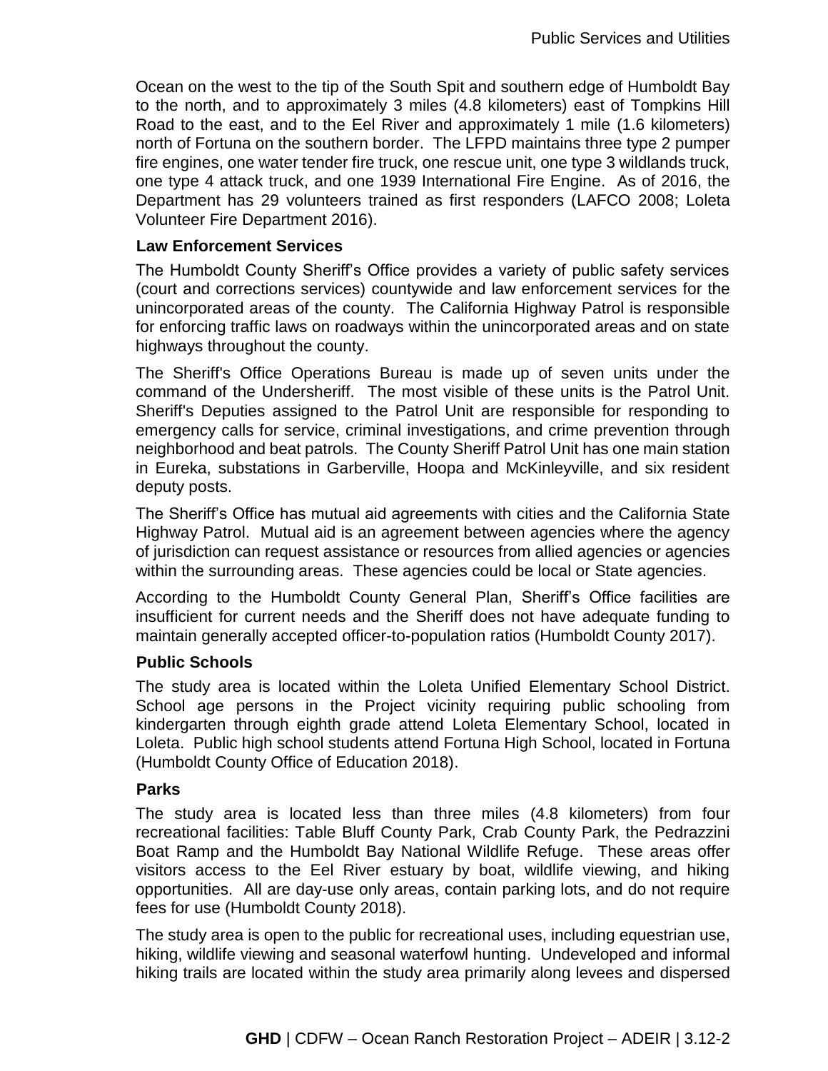Ocean on the west to the tip of the South Spit and southern edge of Humboldt Bay to the north, and to approximately 3 miles (4.8 kilometers) east of Tompkins Hill Road to the east, and to the Eel River and approximately 1 mile (1.6 kilometers) north of Fortuna on the southern border. The LFPD maintains three type 2 pumper fire engines, one water tender fire truck, one rescue unit, one type 3 wildlands truck, one type 4 attack truck, and one 1939 International Fire Engine. As of 2016, the Department has 29 volunteers trained as first responders (LAFCO 2008; Loleta Volunteer Fire Department 2016).

### Law Enforcement Services

The Humboldt County Sheriff's Office provides a variety of public safety services (court and corrections services) countywide and law enforcement services for the unincorporated areas of the county. The California Highway Patrol is responsible for enforcing traffic laws on roadways within the unincorporated areas and on state highways throughout the county.

The Sheriff's Office Operations Bureau is made up of seven units under the command of the Undersheriff. The most visible of these units is the Patrol Unit. Sheriff's Deputies assigned to the Patrol Unit are responsible for responding to emergency calls for service, criminal investigations, and crime prevention through neighborhood and beat patrols. The County Sheriff Patrol Unit has one main station in Eureka, substations in Garberville, Hoopa and McKinleyville, and six resident deputy posts.

The Sheriff's Office has mutual aid agreements with cities and the California State Highway Patrol. Mutual aid is an agreement between agencies where the agency of jurisdiction can request assistance or resources from allied agencies or agencies within the surrounding areas. These agencies could be local or State agencies.

According to the Humboldt County General Plan, Sheriff's Office facilities are insufficient for current needs and the Sheriff does not have adequate funding to maintain generally accepted officer-to-population ratios (Humboldt County 2017).

### Public Schools

The study area is located within the Loleta Unified Elementary School District. School age persons in the Project vicinity requiring public schooling from kindergarten through eighth grade attend Loleta Elementary School, located in Loleta. Public high school students attend Fortuna High School, located in Fortuna (Humboldt County Office of Education 2018).

### Parks

The study area is located less than three miles (4.8 kilometers) from four recreational facilities: Table Bluff County Park, Crab County Park, the Pedrazzini Boat Ramp and the Humboldt Bay National Wildlife Refuge. These areas offer visitors access to the Eel River estuary by boat, wildlife viewing, and hiking opportunities. All are day-use only areas, contain parking lots, and do not require fees for use (Humboldt County 2018).

The study area is open to the public for recreational uses, including equestrian use, hiking, wildlife viewing and seasonal waterfowl hunting. Undeveloped and informal hiking trails are located within the study area primarily along levees and dispersed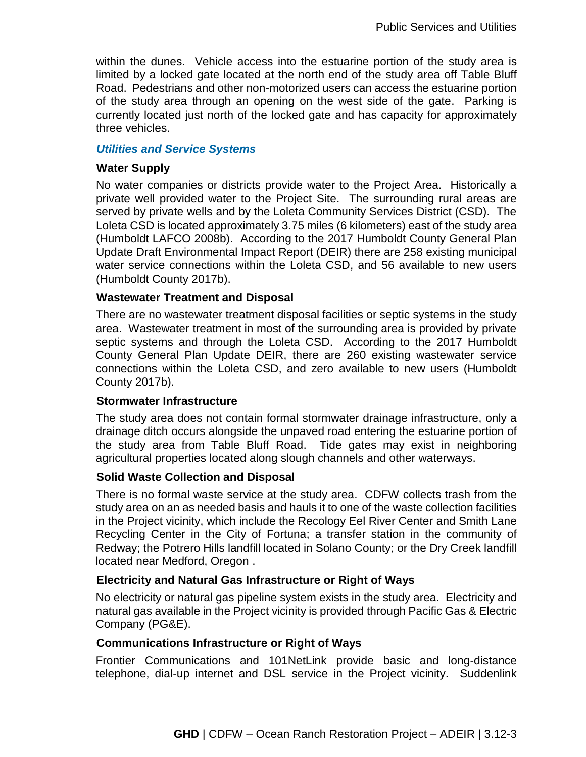within the dunes. Vehicle access into the estuarine portion of the study area is limited by a locked gate located at the north end of the study area off Table Bluff Road. Pedestrians and other non-motorized users can access the estuarine portion of the study area through an opening on the west side of the gate. Parking is currently located just north of the locked gate and has capacity for approximately three vehicles.

### *Utilities and Service Systems*

#### Water Supply

No water companies or districts provide water to the Project Area. Historically a private well provided water to the Project Site. The surrounding rural areas are served by private wells and by the Loleta Community Services District (CSD). The Loleta CSD is located approximately 3.75 miles (6 kilometers) east of the study area (Humboldt LAFCO 2008b). According to the 2017 Humboldt County General Plan Update Draft Environmental Impact Report (DEIR) there are 258 existing municipal water service connections within the Loleta CSD, and 56 available to new users (Humboldt County 2017b).

#### Wastewater Treatment and Disposal

There are no wastewater treatment disposal facilities or septic systems in the study area. Wastewater treatment in most of the surrounding area is provided by private septic systems and through the Loleta CSD. According to the 2017 Humboldt County General Plan Update DEIR, there are 260 existing wastewater service connections within the Loleta CSD, and zero available to new users (Humboldt County 2017b).

#### Stormwater Infrastructure

The study area does not contain formal stormwater drainage infrastructure, only a drainage ditch occurs alongside the unpaved road entering the estuarine portion of the study area from Table Bluff Road. Tide gates may exist in neighboring agricultural properties located along slough channels and other waterways.

#### Solid Waste Collection and Disposal

There is no formal waste service at the study area. CDFW collects trash from the study area on an as needed basis and hauls it to one of the waste collection facilities in the Project vicinity, which include the Recology Eel River Center and Smith Lane Recycling Center in the City of Fortuna; a transfer station in the community of Redway; the Potrero Hills landfill located in Solano County; or the Dry Creek landfill located near Medford, Oregon .

#### Electricity and Natural Gas Infrastructure or Right of Ways

No electricity or natural gas pipeline system exists in the study area. Electricity and natural gas available in the Project vicinity is provided through Pacific Gas & Electric Company (PG&E).

#### Communications Infrastructure or Right of Ways

Frontier Communications and 101NetLink provide basic and long-distance telephone, dial-up internet and DSL service in the Project vicinity. Suddenlink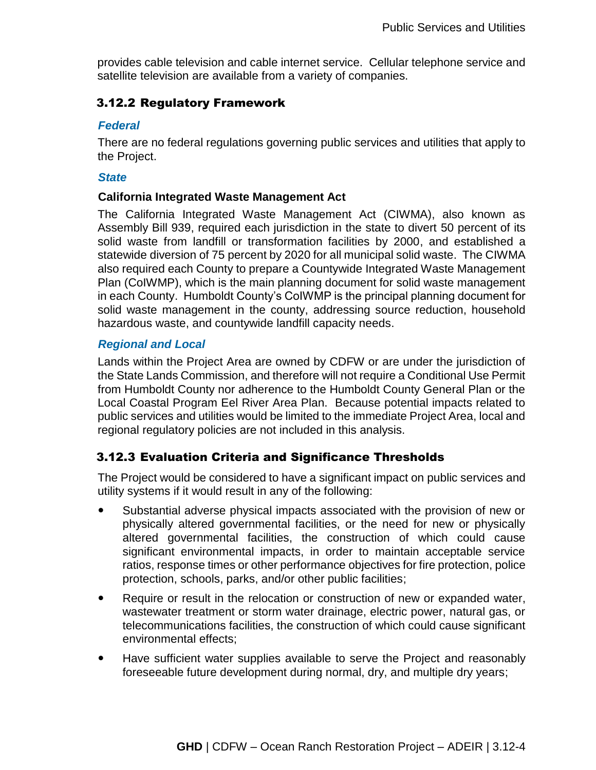provides cable television and cable internet service. Cellular telephone service and satellite television are available from a variety of companies.

## 3.12.2 Regulatory Framework

### *Federal*

There are no federal regulations governing public services and utilities that apply to the Project.

### *State*

**California Integrated Waste Management Act**

The California Integrated Waste Management Act (CIWMA), also known as Assembly Bill 939, required each jurisdiction in the state to divert 50 percent of its solid waste from landfill or transformation facilities by 2000, and established a statewide diversion of 75 percent by 2020 for all municipal solid waste. The CIWMA also required each County to prepare a Countywide Integrated Waste Management Plan (CoIWMP), which is the main planning document for solid waste management in each County. Humboldt County's CoIWMP is the principal planning document for solid waste management in the county, addressing source reduction, household hazardous waste, and countywide landfill capacity needs.

### *Regional and Local*

Lands within the Project Area are owned by CDFW or are under the jurisdiction of the State Lands Commission, and therefore will not require a Conditional Use Permit from Humboldt County nor adherence to the Humboldt County General Plan or the Local Coastal Program Eel River Area Plan. Because potential impacts related to public services and utilities would be limited to the immediate Project Area, local and regional regulatory policies are not included in this analysis.

## 3.12.3 Evaluation Criteria and Significance Thresholds

The Project would be considered to have a significant impact on public services and utility systems if it would result in any of the following:

- Substantial adverse physical impacts associated with the provision of new or physically altered governmental facilities, or the need for new or physically altered governmental facilities, the construction of which could cause significant environmental impacts, in order to maintain acceptable service ratios, response times or other performance objectives for fire protection, police protection, schools, parks, and/or other public facilities;
- Require or result in the relocation or construction of new or expanded water, wastewater treatment or storm water drainage, electric power, natural gas, or telecommunications facilities, the construction of which could cause significant environmental effects;
- Have sufficient water supplies available to serve the Project and reasonably foreseeable future development during normal, dry, and multiple dry years;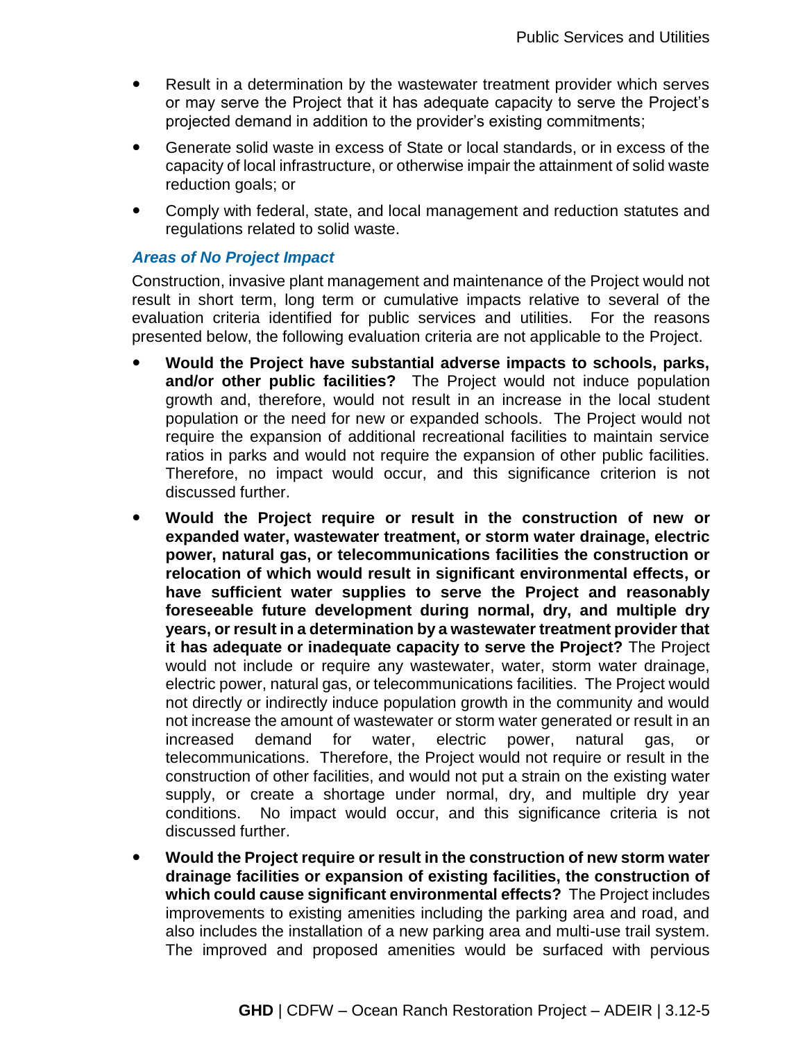- Result in a determination by the wastewater treatment provider which serves or may serve the Project that it has adequate capacity to serve the Project's projected demand in addition to the provider's existing commitments;
- Generate solid waste in excess of State or local standards, or in excess of the capacity of local infrastructure, or otherwise impair the attainment of solid waste reduction goals; or
- Comply with federal, state, and local management and reduction statutes and regulations related to solid waste.

### *Areas of No Project Impact*

Construction, invasive plant management and maintenance of the Project would not result in short term, long term or cumulative impacts relative to several of the evaluation criteria identified for public services and utilities. For the reasons presented below, the following evaluation criteria are not applicable to the Project.

- **Would the Project have substantial adverse impacts to schools, parks, and/or other public facilities?** The Project would not induce population growth and, therefore, would not result in an increase in the local student population or the need for new or expanded schools. The Project would not require the expansion of additional recreational facilities to maintain service ratios in parks and would not require the expansion of other public facilities. Therefore, no impact would occur, and this significance criterion is not discussed further.
- **Would the Project require or result in the construction of new or expanded water, wastewater treatment, or storm water drainage, electric power, natural gas, or telecommunications facilities the construction or relocation of which would result in significant environmental effects, or have sufficient water supplies to serve the Project and reasonably foreseeable future development during normal, dry, and multiple dry years, or result in a determination by a wastewater treatment provider that it has adequate or inadequate capacity to serve the Project?** The Project would not include or require any wastewater, water, storm water drainage, electric power, natural gas, or telecommunications facilities. The Project would not directly or indirectly induce population growth in the community and would not increase the amount of wastewater or storm water generated or result in an increased demand for water, electric power, natural gas, or telecommunications. Therefore, the Project would not require or result in the construction of other facilities, and would not put a strain on the existing water supply, or create a shortage under normal, dry, and multiple dry year conditions. No impact would occur, and this significance criteria is not discussed further.
- **Would the Project require or result in the construction of new storm water drainage facilities or expansion of existing facilities, the construction of which could cause significant environmental effects?** The Project includes improvements to existing amenities including the parking area and road, and also includes the installation of a new parking area and multi-use trail system. The improved and proposed amenities would be surfaced with pervious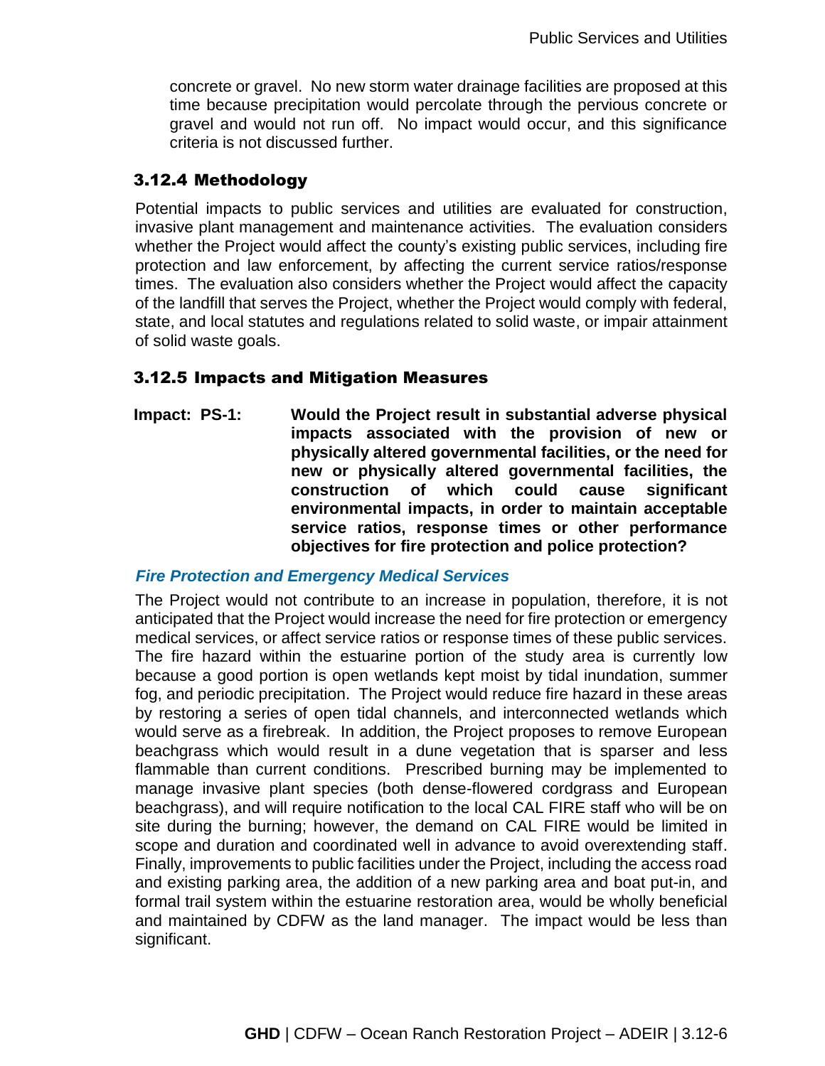concrete or gravel. No new storm water drainage facilities are proposed at this time because precipitation would percolate through the pervious concrete or gravel and would not run off. No impact would occur, and this significance criteria is not discussed further.

### 3.12.4 Methodology

Potential impacts to public services and utilities are evaluated for construction, invasive plant management and maintenance activities. The evaluation considers whether the Project would affect the county's existing public services, including fire protection and law enforcement, by affecting the current service ratios/response times. The evaluation also considers whether the Project would affect the capacity of the landfill that serves the Project, whether the Project would comply with federal, state, and local statutes and regulations related to solid waste, or impair attainment of solid waste goals.

### 3.12.5 Impacts and Mitigation Measures

**Impact: PS-1: Would the Project result in substantial adverse physical impacts associated with the provision of new or physically altered governmental facilities, or the need for new or physically altered governmental facilities, the construction of which could cause significant environmental impacts, in order to maintain acceptable service ratios, response times or other performance objectives for fire protection and police protection?**

***Fire Protection and Emergency Medical Services***

The Project would not contribute to an increase in population, therefore, it is not anticipated that the Project would increase the need for fire protection or emergency medical services, or affect service ratios or response times of these public services. The fire hazard within the estuarine portion of the study area is currently low because a good portion is open wetlands kept moist by tidal inundation, summer fog, and periodic precipitation. The Project would reduce fire hazard in these areas by restoring a series of open tidal channels, and interconnected wetlands which would serve as a firebreak. In addition, the Project proposes to remove European beachgrass which would result in a dune vegetation that is sparser and less flammable than current conditions. Prescribed burning may be implemented to manage invasive plant species (both dense-flowered cordgrass and European beachgrass), and will require notification to the local CAL FIRE staff who will be on site during the burning; however, the demand on CAL FIRE would be limited in scope and duration and coordinated well in advance to avoid overextending staff. Finally, improvements to public facilities under the Project, including the access road and existing parking area, the addition of a new parking area and boat put-in, and formal trail system within the estuarine restoration area, would be wholly beneficial and maintained by CDFW as the land manager. The impact would be less than significant.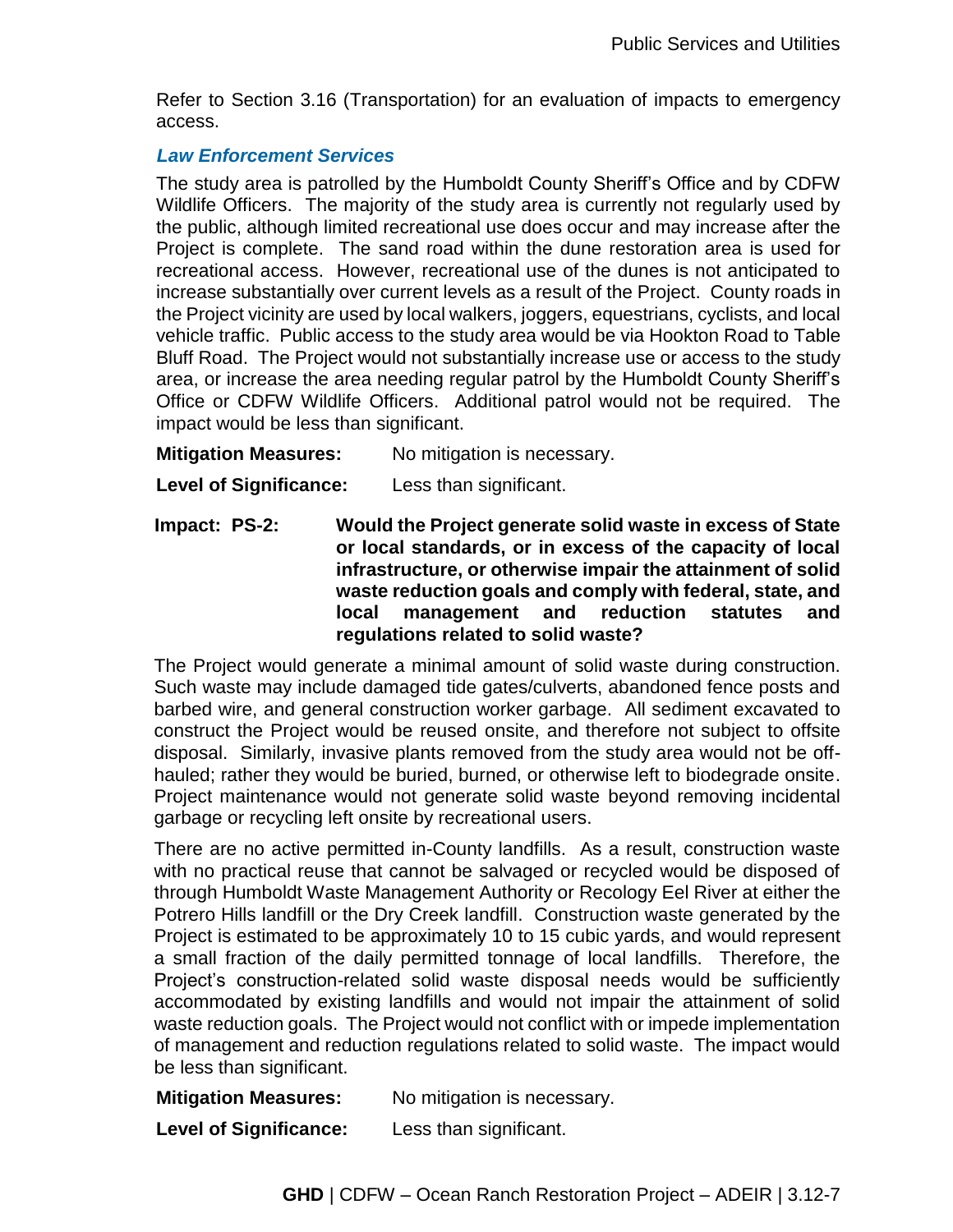Refer to Section 3.16 (Transportation) for an evaluation of impacts to emergency access.

### *Law Enforcement Services*

The study area is patrolled by the Humboldt County Sheriff's Office and by CDFW Wildlife Officers. The majority of the study area is currently not regularly used by the public, although limited recreational use does occur and may increase after the Project is complete. The sand road within the dune restoration area is used for recreational access. However, recreational use of the dunes is not anticipated to increase substantially over current levels as a result of the Project. County roads in the Project vicinity are used by local walkers, joggers, equestrians, cyclists, and local vehicle traffic. Public access to the study area would be via Hookton Road to Table Bluff Road. The Project would not substantially increase use or access to the study area, or increase the area needing regular patrol by the Humboldt County Sheriff's Office or CDFW Wildlife Officers. Additional patrol would not be required. The impact would be less than significant.

**Mitigation Measures:** No mitigation is necessary.

**Level of Significance:** Less than significant.

**Impact: PS-2: Would the Project generate solid waste in excess of State or local standards, or in excess of the capacity of local infrastructure, or otherwise impair the attainment of solid waste reduction goals and comply with federal, state, and local management and reduction statutes and regulations related to solid waste?**

The Project would generate a minimal amount of solid waste during construction. Such waste may include damaged tide gates/culverts, abandoned fence posts and barbed wire, and general construction worker garbage. All sediment excavated to construct the Project would be reused onsite, and therefore not subject to offsite disposal. Similarly, invasive plants removed from the study area would not be off-hauled; rather they would be buried, burned, or otherwise left to biodegrade onsite. Project maintenance would not generate solid waste beyond removing incidental garbage or recycling left onsite by recreational users.

There are no active permitted in-County landfills. As a result, construction waste with no practical reuse that cannot be salvaged or recycled would be disposed of through Humboldt Waste Management Authority or Recology Eel River at either the Potrero Hills landfill or the Dry Creek landfill. Construction waste generated by the Project is estimated to be approximately 10 to 15 cubic yards, and would represent a small fraction of the daily permitted tonnage of local landfills. Therefore, the Project's construction-related solid waste disposal needs would be sufficiently accommodated by existing landfills and would not impair the attainment of solid waste reduction goals. The Project would not conflict with or impede implementation of management and reduction regulations related to solid waste. The impact would be less than significant.

**Mitigation Measures:** No mitigation is necessary.

**Level of Significance:** Less than significant.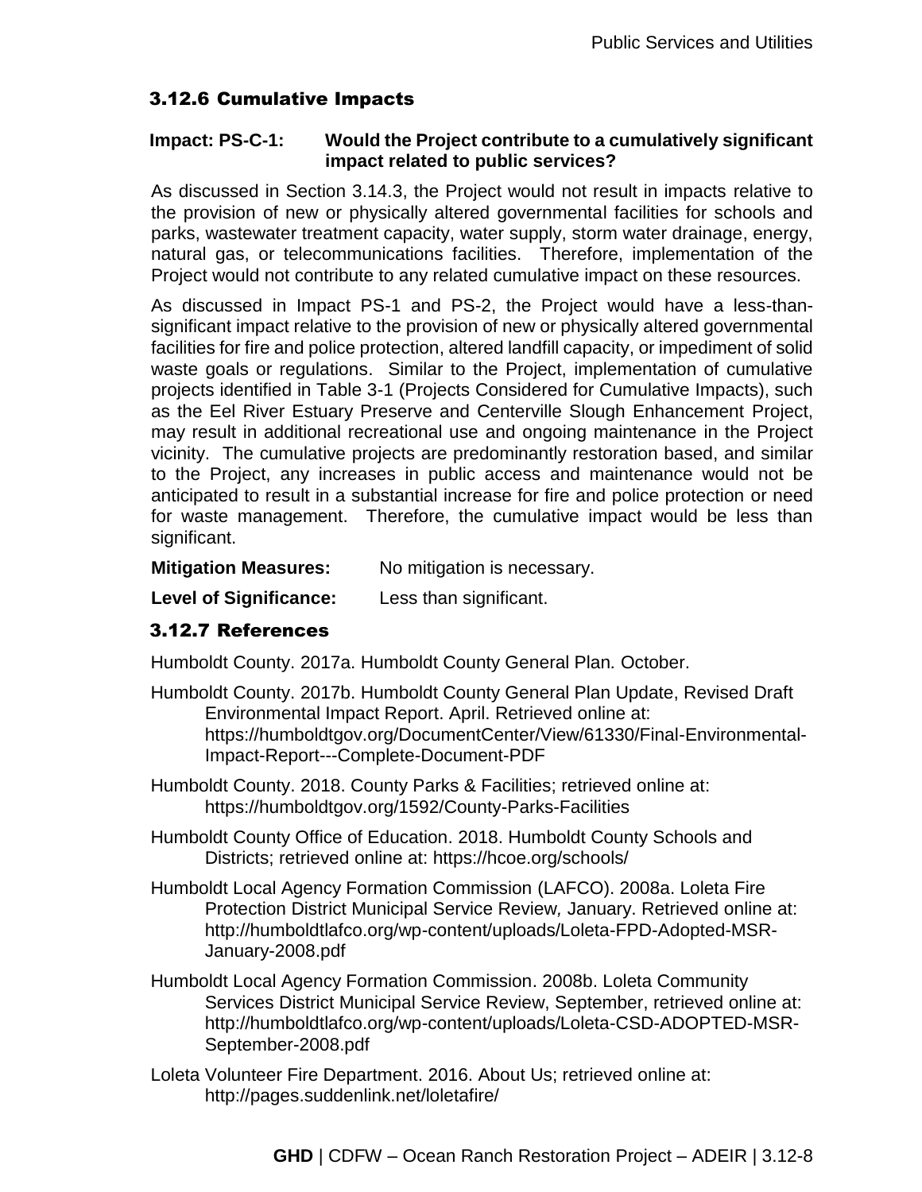### 3.12.6 Cumulative Impacts

**Impact: PS-C-1: Would the Project contribute to a cumulatively significant impact related to public services?**

As discussed in Section 3.14.3, the Project would not result in impacts relative to the provision of new or physically altered governmental facilities for schools and parks, wastewater treatment capacity, water supply, storm water drainage, energy, natural gas, or telecommunications facilities. Therefore, implementation of the Project would not contribute to any related cumulative impact on these resources.

As discussed in Impact PS-1 and PS-2, the Project would have a less-than-significant impact relative to the provision of new or physically altered governmental facilities for fire and police protection, altered landfill capacity, or impediment of solid waste goals or regulations. Similar to the Project, implementation of cumulative projects identified in Table 3-1 (Projects Considered for Cumulative Impacts), such as the Eel River Estuary Preserve and Centerville Slough Enhancement Project, may result in additional recreational use and ongoing maintenance in the Project vicinity. The cumulative projects are predominantly restoration based, and similar to the Project, any increases in public access and maintenance would not be anticipated to result in a substantial increase for fire and police protection or need for waste management. Therefore, the cumulative impact would be less than significant.

**Mitigation Measures:** No mitigation is necessary.

**Level of Significance:** Less than significant.

### 3.12.7 References

Humboldt County. 2017a. Humboldt County General Plan*.* October.

Humboldt County. 2017b. Humboldt County General Plan Update, Revised Draft Environmental Impact Report. April. Retrieved online at: https://humboldtgov.org/DocumentCenter/View/61330/Final-Environmental-Impact-Report---Complete-Document-PDF

Humboldt County. 2018. County Parks & Facilities; retrieved online at: https://humboldtgov.org/1592/County-Parks-Facilities

Humboldt County Office of Education. 2018. Humboldt County Schools and Districts; retrieved online at: https://hcoe.org/schools/

Humboldt Local Agency Formation Commission (LAFCO). 2008a. Loleta Fire Protection District Municipal Service Review*,* January. Retrieved online at: http://humboldtlafco.org/wp-content/uploads/Loleta-FPD-Adopted-MSR-January-2008.pdf

Humboldt Local Agency Formation Commission. 2008b. Loleta Community Services District Municipal Service Review, September, retrieved online at: http://humboldtlafco.org/wp-content/uploads/Loleta-CSD-ADOPTED-MSR-September-2008.pdf

Loleta Volunteer Fire Department. 2016. About Us; retrieved online at: http://pages.suddenlink.net/loletafire/